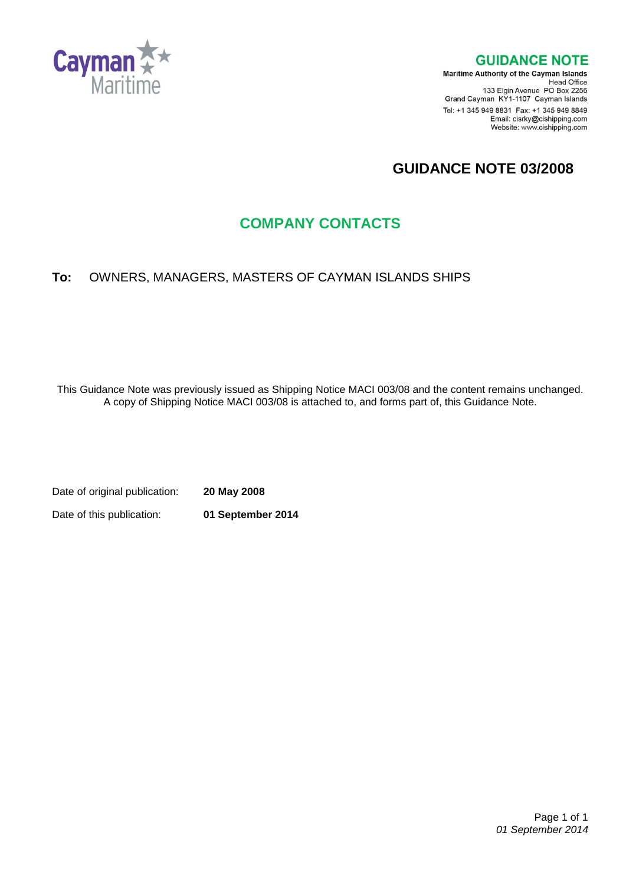Cayman Maritime

## GUIDANCE NOTE

**Maritime Authority of the Cayman Islands**
Head Office
133 Elgin Avenue PO Box 2256
Grand Cayman KY1-1107 Cayman Islands
Tel: +1 345 949 8831 Fax: +1 345 949 8849
Email: cisrky@cishipping.com
Website: www.cishipping.com

# GUIDANCE NOTE 03/2008

## COMPANY CONTACTS

**To:** OWNERS, MANAGERS, MASTERS OF CAYMAN ISLANDS SHIPS

This Guidance Note was previously issued as Shipping Notice MACI 003/08 and the content remains unchanged. A copy of Shipping Notice MACI 003/08 is attached to, and forms part of, this Guidance Note.

Date of original publication: **20 May 2008**

Date of this publication: **01 September 2014**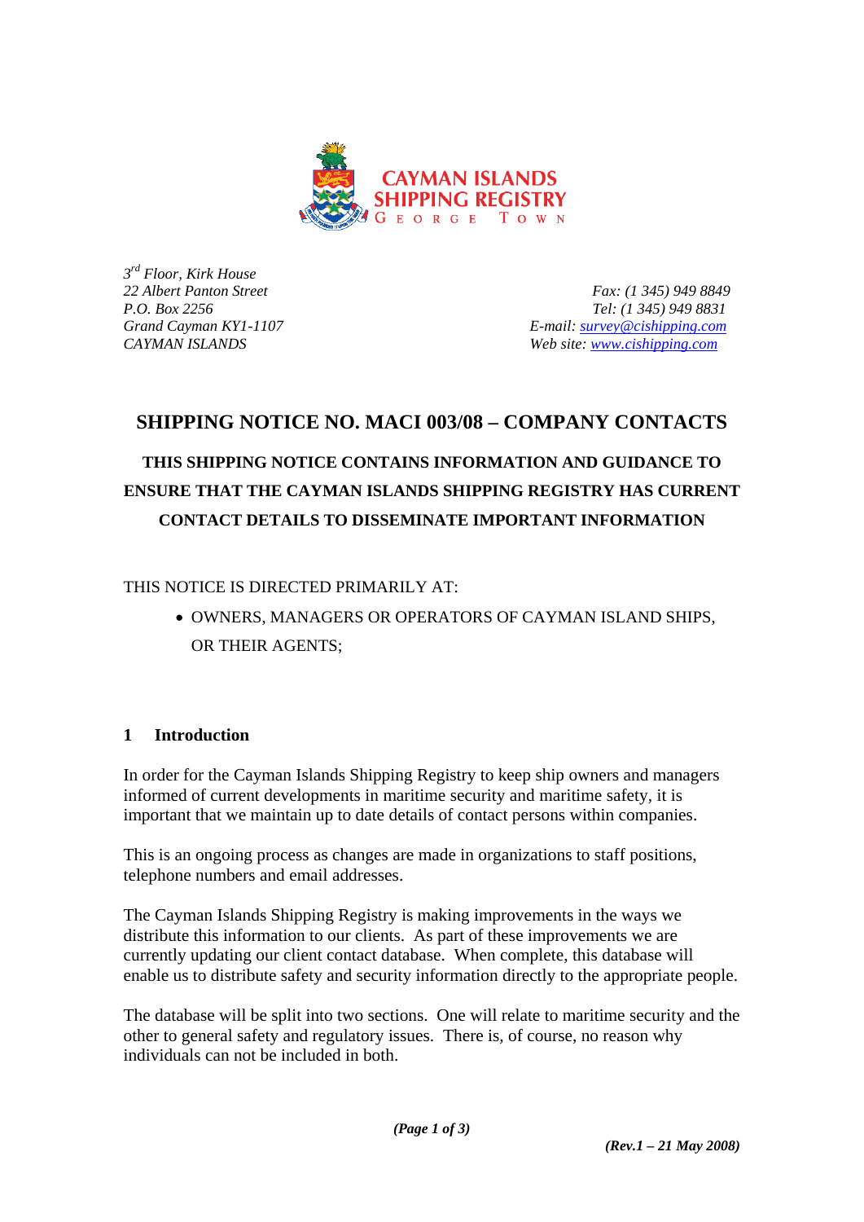*3rd Floor, Kirk House*
*22 Albert Panton Street*
*P.O. Box 2256*
*Grand Cayman KY1-1107*
*CAYMAN ISLANDS*

*Fax: (1 345) 949 8849*
*Tel: (1 345) 949 8831*
*E-mail: survey@cishipping.com*
*Web site: www.cishipping.com*

# SHIPPING NOTICE NO. MACI 003/08 – COMPANY CONTACTS

## THIS SHIPPING NOTICE CONTAINS INFORMATION AND GUIDANCE TO ENSURE THAT THE CAYMAN ISLANDS SHIPPING REGISTRY HAS CURRENT CONTACT DETAILS TO DISSEMINATE IMPORTANT INFORMATION

THIS NOTICE IS DIRECTED PRIMARILY AT:

- OWNERS, MANAGERS OR OPERATORS OF CAYMAN ISLAND SHIPS, OR THEIR AGENTS;

## 1 Introduction

In order for the Cayman Islands Shipping Registry to keep ship owners and managers informed of current developments in maritime security and maritime safety, it is important that we maintain up to date details of contact persons within companies.

This is an ongoing process as changes are made in organizations to staff positions, telephone numbers and email addresses.

The Cayman Islands Shipping Registry is making improvements in the ways we distribute this information to our clients. As part of these improvements we are currently updating our client contact database. When complete, this database will enable us to distribute safety and security information directly to the appropriate people.

The database will be split into two sections. One will relate to maritime security and the other to general safety and regulatory issues. There is, of course, no reason why individuals can not be included in both.

***(Rev.1 – 21 May 2008)***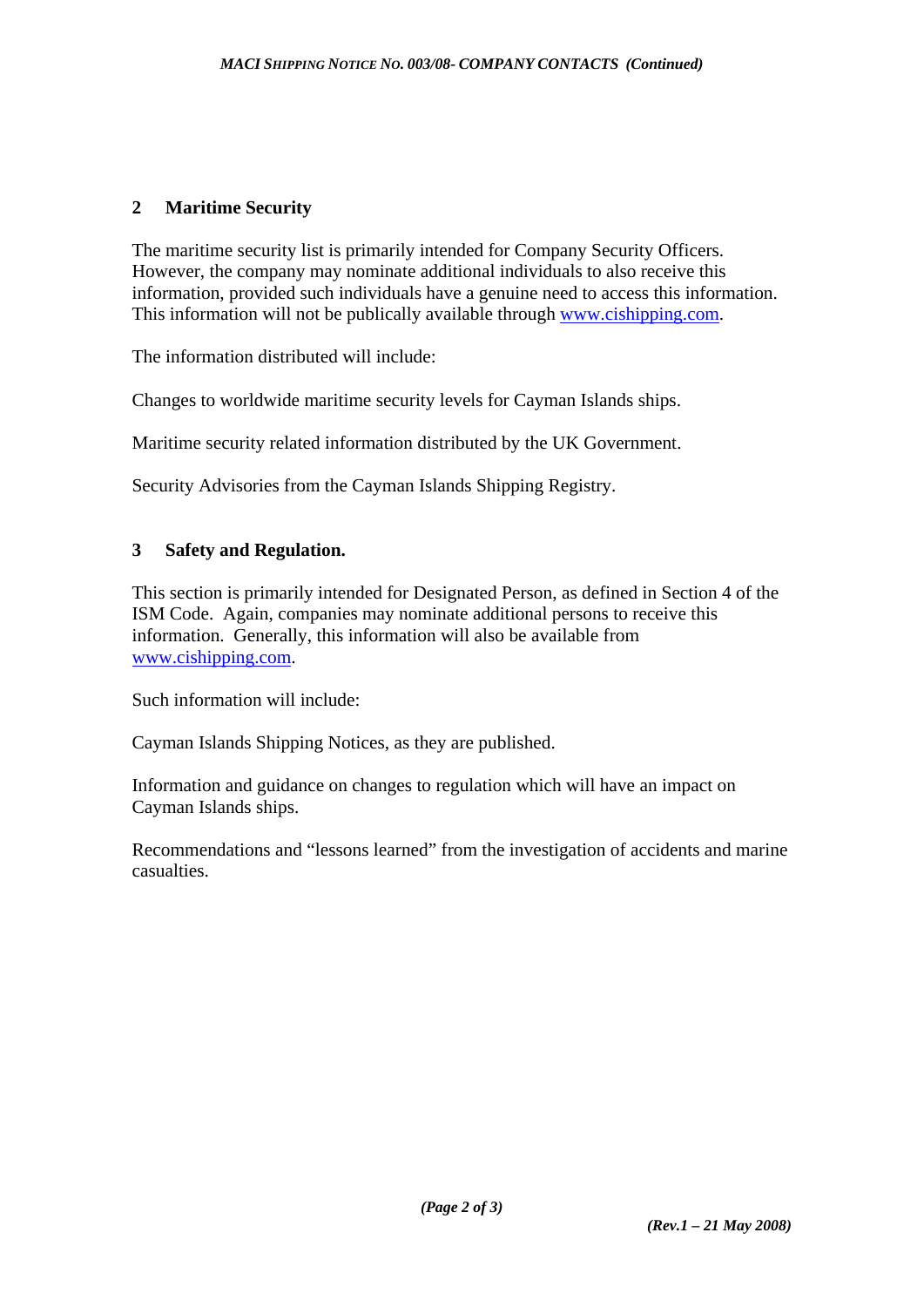## 2 Maritime Security

The maritime security list is primarily intended for Company Security Officers. However, the company may nominate additional individuals to also receive this information, provided such individuals have a genuine need to access this information. This information will not be publically available through www.cishipping.com.

The information distributed will include:

Changes to worldwide maritime security levels for Cayman Islands ships.

Maritime security related information distributed by the UK Government.

Security Advisories from the Cayman Islands Shipping Registry.

## 3 Safety and Regulation.

This section is primarily intended for Designated Person, as defined in Section 4 of the ISM Code. Again, companies may nominate additional persons to receive this information. Generally, this information will also be available from www.cishipping.com.

Such information will include:

Cayman Islands Shipping Notices, as they are published.

Information and guidance on changes to regulation which will have an impact on Cayman Islands ships.

Recommendations and “lessons learned” from the investigation of accidents and marine casualties.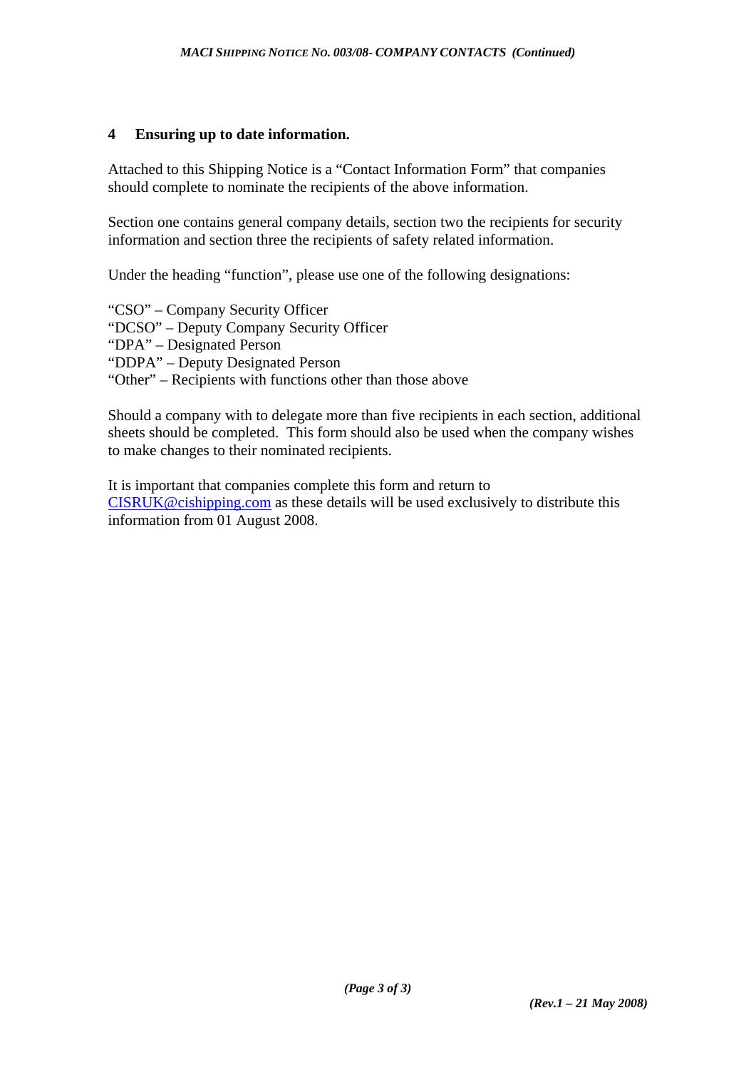## 4 Ensuring up to date information.

Attached to this Shipping Notice is a “Contact Information Form” that companies should complete to nominate the recipients of the above information.

Section one contains general company details, section two the recipients for security information and section three the recipients of safety related information.

Under the heading “function”, please use one of the following designations:

“CSO” – Company Security Officer
“DCSO” – Deputy Company Security Officer
“DPA” – Designated Person
“DDPA” – Deputy Designated Person
“Other” – Recipients with functions other than those above

Should a company with to delegate more than five recipients in each section, additional sheets should be completed. This form should also be used when the company wishes to make changes to their nominated recipients.

It is important that companies complete this form and return to CISRUK@cishipping.com as these details will be used exclusively to distribute this information from 01 August 2008.

***(Rev.1 – 21 May 2008)***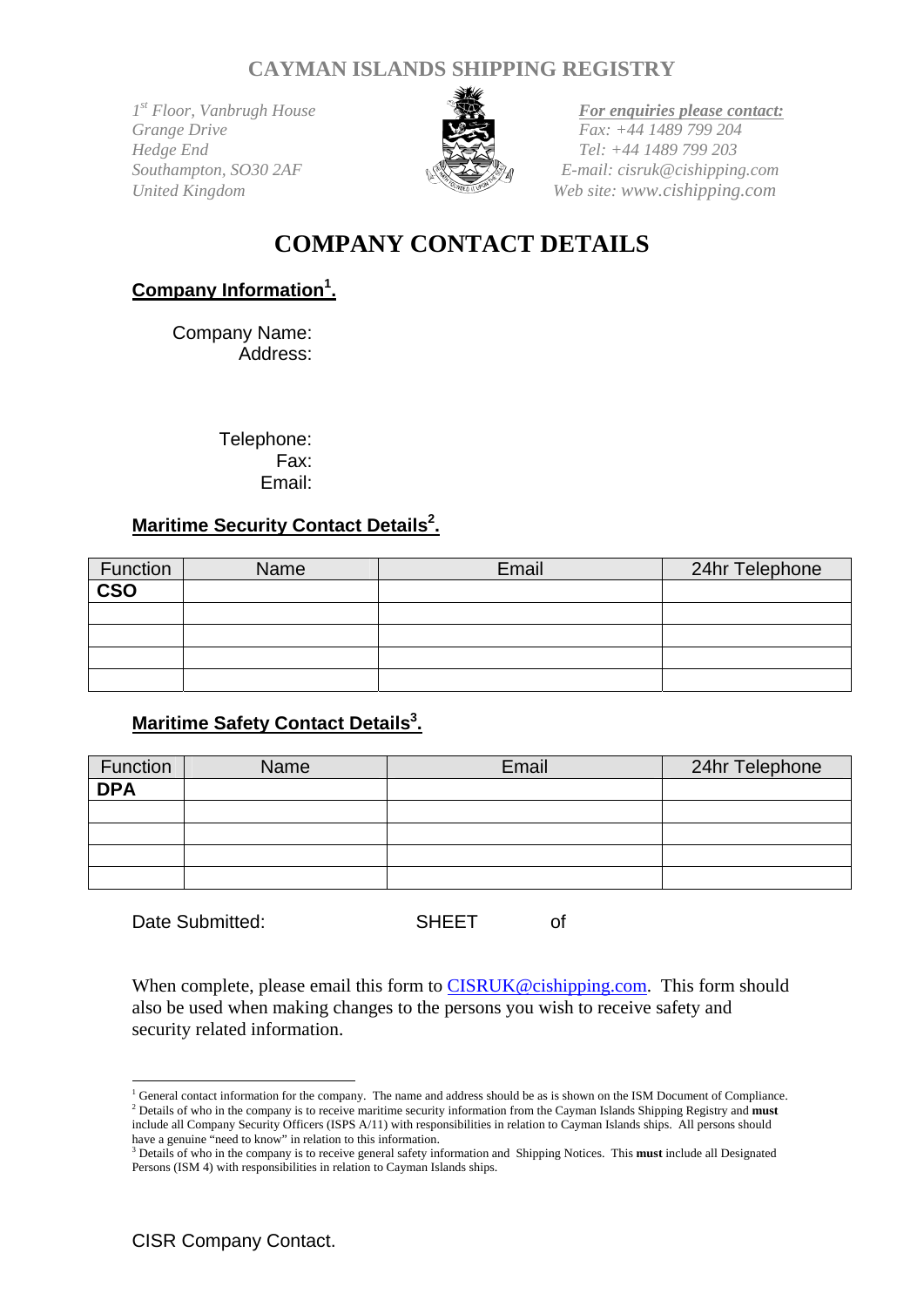# CAYMAN ISLANDS SHIPPING REGISTRY

*1st Floor, Vanbrugh House*
*Grange Drive*
*Hedge End*
*Southampton, SO30 2AF*
*United Kingdom*

***For enquiries please contact:***
*Fax: +44 1489 799 204*
*Tel: +44 1489 799 203*
*E-mail: cisruk@cishipping.com*
*Web site: www.cishipping.com*

# COMPANY CONTACT DETAILS

## Company Information[1].

Company Name:
Address:

Telephone:
Fax:
Email:

## Maritime Security Contact Details[2].

| Function | Name | Email | 24hr Telephone |
|---|---|---|---|
| **CSO** | | | |
| | | | |
| | | | |
| | | | |
| | | | |

## Maritime Safety Contact Details[3].

| Function | Name | Email | 24hr Telephone |
|---|---|---|---|
| **DPA** | | | |
| | | | |
| | | | |
| | | | |
| | | | |

Date Submitted: SHEET of

When complete, please email this form to CISRUK@cishipping.com. This form should also be used when making changes to the persons you wish to receive safety and security related information.

[1] General contact information for the company. The name and address should be as is shown on the ISM Document of Compliance.
[2] Details of who in the company is to receive maritime security information from the Cayman Islands Shipping Registry and **must** include all Company Security Officers (ISPS A/11) with responsibilities in relation to Cayman Islands ships. All persons should have a genuine "need to know" in relation to this information.
[3] Details of who in the company is to receive general safety information and Shipping Notices. This **must** include all Designated Persons (ISM 4) with responsibilities in relation to Cayman Islands ships.

CISR Company Contact.